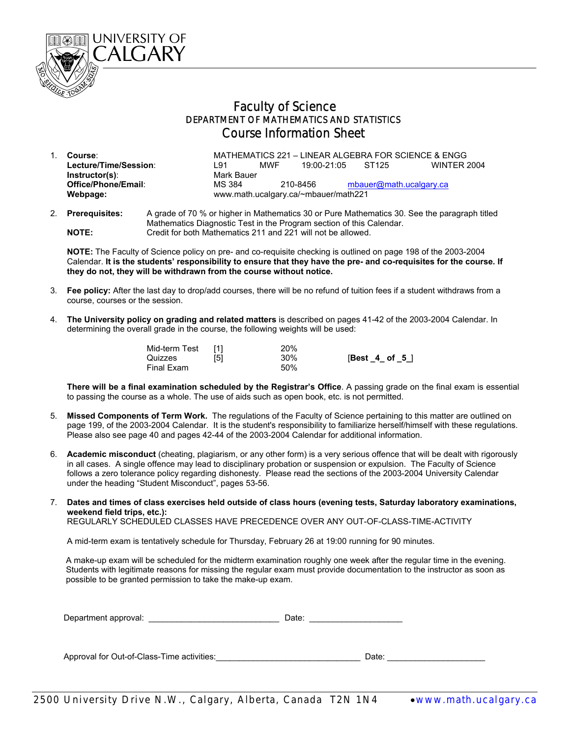UNIVERSITY OF CALGARY

# Faculty of Science

## DEPARTMENT OF MATHEMATICS AND STATISTICS

## Course Information Sheet

1. **Course**: MATHEMATICS 221 – LINEAR ALGEBRA FOR SCIENCE & ENGG
   **Lecture/Time/Session**: L91 MWF 19:00-21:05 ST125 WINTER 2004
   **Instructor(s)**: Mark Bauer
   **Office/Phone/Email**: MS 384 210-8456 mbauer@math.ucalgary.ca
   **Webpage:** www.math.ucalgary.ca/~mbauer/math221

2. **Prerequisites:** A grade of 70 % or higher in Mathematics 30 or Pure Mathematics 30. See the paragraph titled Mathematics Diagnostic Test in the Program section of this Calendar.
   **NOTE:** Credit for both Mathematics 211 and 221 will not be allowed.

   **NOTE:** The Faculty of Science policy on pre- and co-requisite checking is outlined on page 198 of the 2003-2004 Calendar. **It is the students' responsibility to ensure that they have the pre- and co-requisites for the course. If they do not, they will be withdrawn from the course without notice.**

3. **Fee policy:** After the last day to drop/add courses, there will be no refund of tuition fees if a student withdraws from a course, courses or the session.

4. **The University policy on grading and related matters** is described on pages 41-42 of the 2003-2004 Calendar. In determining the overall grade in the course, the following weights will be used:

   | | | | |
   |---|---|---|---|
   | Mid-term Test | [1] | 20% | |
   | Quizzes | [5] | 30% | **[Best _4_ of _5_]** |
   | Final Exam | | 50% | |

   **There will be a final examination scheduled by the Registrar's Office**. A passing grade on the final exam is essential to passing the course as a whole. The use of aids such as open book, etc. is not permitted.

5. **Missed Components of Term Work.** The regulations of the Faculty of Science pertaining to this matter are outlined on page 199, of the 2003-2004 Calendar. It is the student's responsibility to familiarize herself/himself with these regulations. Please also see page 40 and pages 42-44 of the 2003-2004 Calendar for additional information.

6. **Academic misconduct** (cheating, plagiarism, or any other form) is a very serious offence that will be dealt with rigorously in all cases. A single offence may lead to disciplinary probation or suspension or expulsion. The Faculty of Science follows a zero tolerance policy regarding dishonesty. Please read the sections of the 2003-2004 University Calendar under the heading "Student Misconduct", pages 53-56.

7. **Dates and times of class exercises held outside of class hours (evening tests, Saturday laboratory examinations, weekend field trips, etc.):**
   REGULARLY SCHEDULED CLASSES HAVE PRECEDENCE OVER ANY OUT-OF-CLASS-TIME-ACTIVITY

   A mid-term exam is tentatively schedule for Thursday, February 26 at 19:00 running for 90 minutes.

   A make-up exam will be scheduled for the midterm examination roughly one week after the regular time in the evening. Students with legitimate reasons for missing the regular exam must provide documentation to the instructor as soon as possible to be granted permission to take the make-up exam.

Department approval: ____________________________ Date: ____________________

Approval for Out-of-Class-Time activities:_______________________________ Date: _____________________

2500 University Drive N.W., Calgary, Alberta, Canada T2N 1N4 • www.math.ucalgary.ca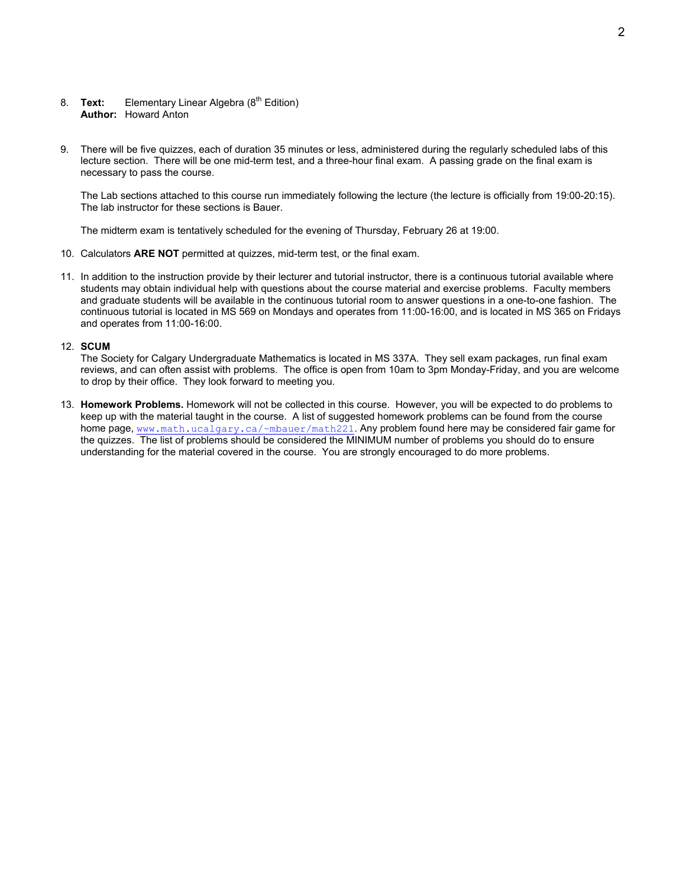8. **Text:** Elementary Linear Algebra (8th Edition)
   **Author:** Howard Anton

9. There will be five quizzes, each of duration 35 minutes or less, administered during the regularly scheduled labs of this lecture section. There will be one mid-term test, and a three-hour final exam. A passing grade on the final exam is necessary to pass the course.

   The Lab sections attached to this course run immediately following the lecture (the lecture is officially from 19:00-20:15). The lab instructor for these sections is Bauer.

   The midterm exam is tentatively scheduled for the evening of Thursday, February 26 at 19:00.

10. Calculators **ARE NOT** permitted at quizzes, mid-term test, or the final exam.

11. In addition to the instruction provide by their lecturer and tutorial instructor, there is a continuous tutorial available where students may obtain individual help with questions about the course material and exercise problems. Faculty members and graduate students will be available in the continuous tutorial room to answer questions in a one-to-one fashion. The continuous tutorial is located in MS 569 on Mondays and operates from 11:00-16:00, and is located in MS 365 on Fridays and operates from 11:00-16:00.

12. **SCUM**
    The Society for Calgary Undergraduate Mathematics is located in MS 337A. They sell exam packages, run final exam reviews, and can often assist with problems. The office is open from 10am to 3pm Monday-Friday, and you are welcome to drop by their office. They look forward to meeting you.

13. **Homework Problems.** Homework will not be collected in this course. However, you will be expected to do problems to keep up with the material taught in the course. A list of suggested homework problems can be found from the course home page, www.math.ucalgary.ca/~mbauer/math221. Any problem found here may be considered fair game for the quizzes. The list of problems should be considered the MINIMUM number of problems you should do to ensure understanding for the material covered in the course. You are strongly encouraged to do more problems.